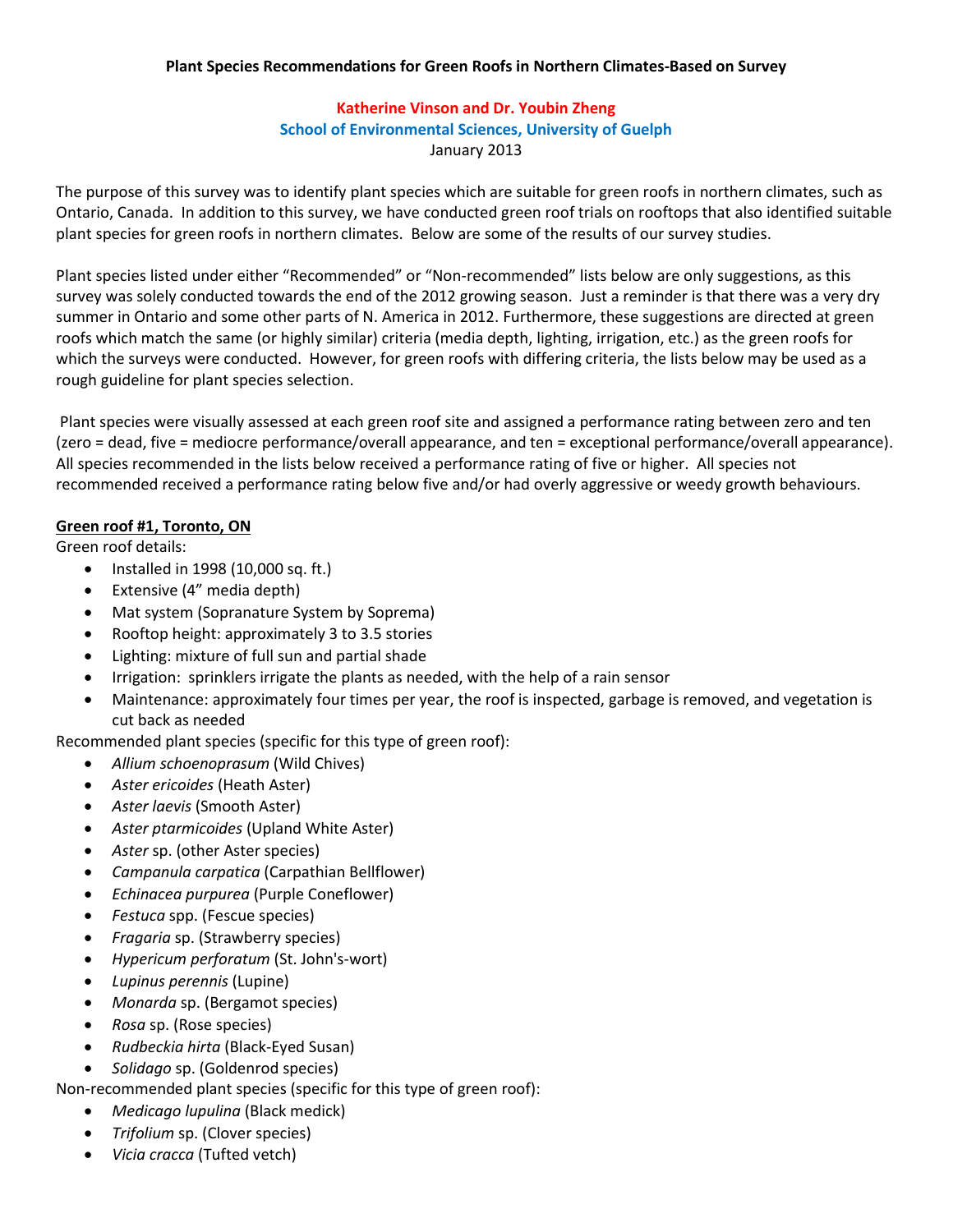**Plant Species Recommendations for Green Roofs in Northern Climates-Based on Survey**

**Katherine Vinson and Dr. Youbin Zheng**
**School of Environmental Sciences, University of Guelph**
January 2013

The purpose of this survey was to identify plant species which are suitable for green roofs in northern climates, such as Ontario, Canada. In addition to this survey, we have conducted green roof trials on rooftops that also identified suitable plant species for green roofs in northern climates. Below are some of the results of our survey studies.

Plant species listed under either "Recommended" or "Non-recommended" lists below are only suggestions, as this survey was solely conducted towards the end of the 2012 growing season. Just a reminder is that there was a very dry summer in Ontario and some other parts of N. America in 2012. Furthermore, these suggestions are directed at green roofs which match the same (or highly similar) criteria (media depth, lighting, irrigation, etc.) as the green roofs for which the surveys were conducted. However, for green roofs with differing criteria, the lists below may be used as a rough guideline for plant species selection.

Plant species were visually assessed at each green roof site and assigned a performance rating between zero and ten (zero = dead, five = mediocre performance/overall appearance, and ten = exceptional performance/overall appearance). All species recommended in the lists below received a performance rating of five or higher. All species not recommended received a performance rating below five and/or had overly aggressive or weedy growth behaviours.

**<u>Green roof #1, Toronto, ON</u>**

Green roof details:

- Installed in 1998 (10,000 sq. ft.)
- Extensive (4" media depth)
- Mat system (Sopranature System by Soprema)
- Rooftop height: approximately 3 to 3.5 stories
- Lighting: mixture of full sun and partial shade
- Irrigation: sprinklers irrigate the plants as needed, with the help of a rain sensor
- Maintenance: approximately four times per year, the roof is inspected, garbage is removed, and vegetation is cut back as needed

Recommended plant species (specific for this type of green roof):

- *Allium schoenoprasum* (Wild Chives)
- *Aster ericoides* (Heath Aster)
- *Aster laevis* (Smooth Aster)
- *Aster ptarmicoides* (Upland White Aster)
- *Aster* sp. (other Aster species)
- *Campanula carpatica* (Carpathian Bellflower)
- *Echinacea purpurea* (Purple Coneflower)
- *Festuca* spp. (Fescue species)
- *Fragaria* sp. (Strawberry species)
- *Hypericum perforatum* (St. John's-wort)
- *Lupinus perennis* (Lupine)
- *Monarda* sp. (Bergamot species)
- *Rosa* sp. (Rose species)
- *Rudbeckia hirta* (Black-Eyed Susan)
- *Solidago* sp. (Goldenrod species)

Non-recommended plant species (specific for this type of green roof):

- *Medicago lupulina* (Black medick)
- *Trifolium* sp. (Clover species)
- *Vicia cracca* (Tufted vetch)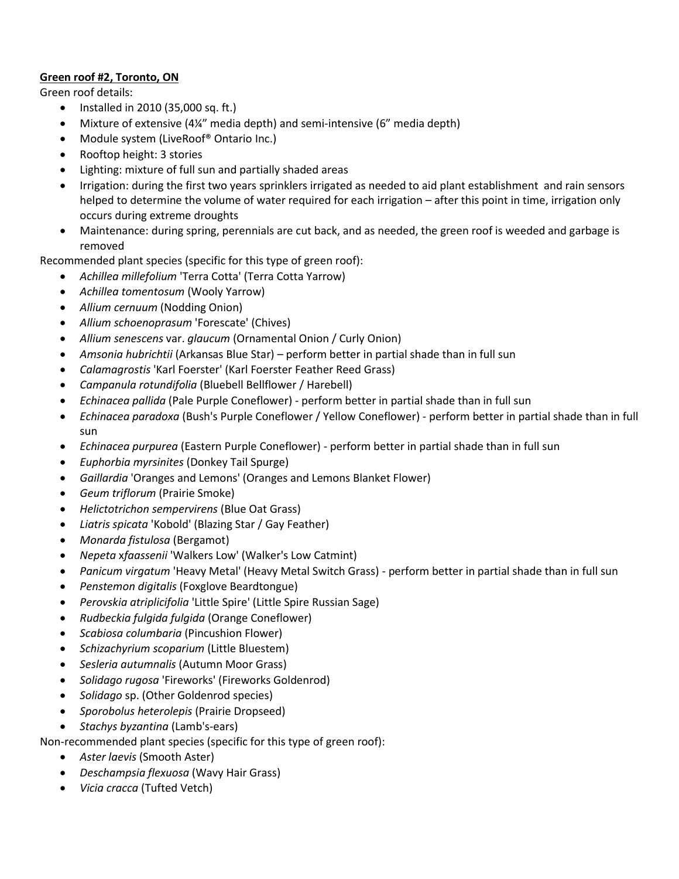**<u>Green roof #2, Toronto, ON</u>**

Green roof details:

- Installed in 2010 (35,000 sq. ft.)
- Mixture of extensive (4¼" media depth) and semi-intensive (6" media depth)
- Module system (LiveRoof® Ontario Inc.)
- Rooftop height: 3 stories
- Lighting: mixture of full sun and partially shaded areas
- Irrigation: during the first two years sprinklers irrigated as needed to aid plant establishment and rain sensors helped to determine the volume of water required for each irrigation – after this point in time, irrigation only occurs during extreme droughts
- Maintenance: during spring, perennials are cut back, and as needed, the green roof is weeded and garbage is removed

Recommended plant species (specific for this type of green roof):

- *Achillea millefolium* 'Terra Cotta' (Terra Cotta Yarrow)
- *Achillea tomentosum* (Wooly Yarrow)
- *Allium cernuum* (Nodding Onion)
- *Allium schoenoprasum* 'Forescate' (Chives)
- *Allium senescens* var. *glaucum* (Ornamental Onion / Curly Onion)
- *Amsonia hubrichtii* (Arkansas Blue Star) – perform better in partial shade than in full sun
- *Calamagrostis* 'Karl Foerster' (Karl Foerster Feather Reed Grass)
- *Campanula rotundifolia* (Bluebell Bellflower / Harebell)
- *Echinacea pallida* (Pale Purple Coneflower) - perform better in partial shade than in full sun
- *Echinacea paradoxa* (Bush's Purple Coneflower / Yellow Coneflower) - perform better in partial shade than in full sun
- *Echinacea purpurea* (Eastern Purple Coneflower) - perform better in partial shade than in full sun
- *Euphorbia myrsinites* (Donkey Tail Spurge)
- *Gaillardia* 'Oranges and Lemons' (Oranges and Lemons Blanket Flower)
- *Geum triflorum* (Prairie Smoke)
- *Helictotrichon sempervirens* (Blue Oat Grass)
- *Liatris spicata* 'Kobold' (Blazing Star / Gay Feather)
- *Monarda fistulosa* (Bergamot)
- *Nepeta xfaassenii* 'Walkers Low' (Walker's Low Catmint)
- *Panicum virgatum* 'Heavy Metal' (Heavy Metal Switch Grass) - perform better in partial shade than in full sun
- *Penstemon digitalis* (Foxglove Beardtongue)
- *Perovskia atriplicifolia* 'Little Spire' (Little Spire Russian Sage)
- *Rudbeckia fulgida fulgida* (Orange Coneflower)
- *Scabiosa columbaria* (Pincushion Flower)
- *Schizachyrium scoparium* (Little Bluestem)
- *Sesleria autumnalis* (Autumn Moor Grass)
- *Solidago rugosa* 'Fireworks' (Fireworks Goldenrod)
- *Solidago* sp. (Other Goldenrod species)
- *Sporobolus heterolepis* (Prairie Dropseed)
- *Stachys byzantina* (Lamb's-ears)

Non-recommended plant species (specific for this type of green roof):

- *Aster laevis* (Smooth Aster)
- *Deschampsia flexuosa* (Wavy Hair Grass)
- *Vicia cracca* (Tufted Vetch)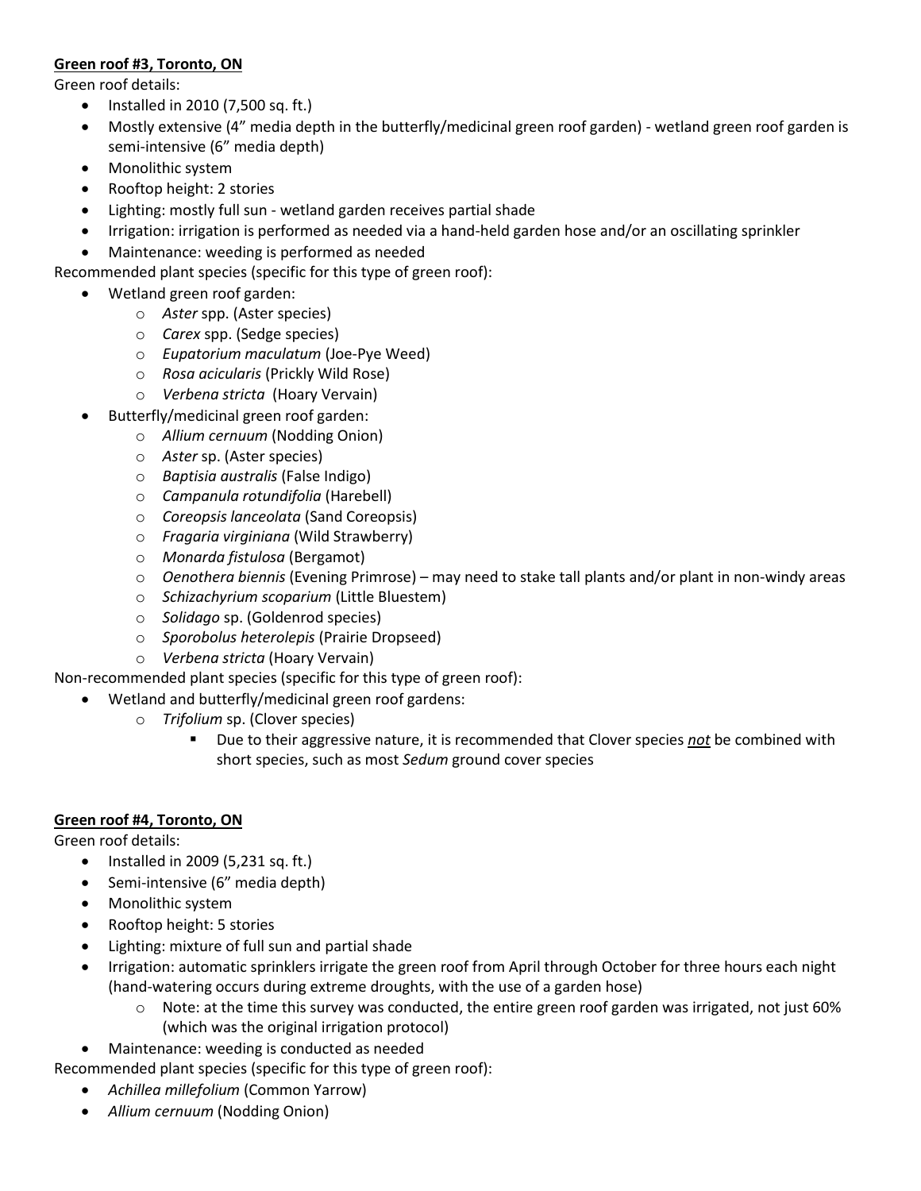**Green roof #3, Toronto, ON**

Green roof details:

- Installed in 2010 (7,500 sq. ft.)
- Mostly extensive (4" media depth in the butterfly/medicinal green roof garden) - wetland green roof garden is semi-intensive (6" media depth)
- Monolithic system
- Rooftop height: 2 stories
- Lighting: mostly full sun - wetland garden receives partial shade
- Irrigation: irrigation is performed as needed via a hand-held garden hose and/or an oscillating sprinkler
- Maintenance: weeding is performed as needed

Recommended plant species (specific for this type of green roof):

- Wetland green roof garden:
    - *Aster* spp. (Aster species)
    - *Carex* spp. (Sedge species)
    - *Eupatorium maculatum* (Joe-Pye Weed)
    - *Rosa acicularis* (Prickly Wild Rose)
    - *Verbena stricta* (Hoary Vervain)
- Butterfly/medicinal green roof garden:
    - *Allium cernuum* (Nodding Onion)
    - *Aster* sp. (Aster species)
    - *Baptisia australis* (False Indigo)
    - *Campanula rotundifolia* (Harebell)
    - *Coreopsis lanceolata* (Sand Coreopsis)
    - *Fragaria virginiana* (Wild Strawberry)
    - *Monarda fistulosa* (Bergamot)
    - *Oenothera biennis* (Evening Primrose) – may need to stake tall plants and/or plant in non-windy areas
    - *Schizachyrium scoparium* (Little Bluestem)
    - *Solidago* sp. (Goldenrod species)
    - *Sporobolus heterolepis* (Prairie Dropseed)
    - *Verbena stricta* (Hoary Vervain)

Non-recommended plant species (specific for this type of green roof):

- Wetland and butterfly/medicinal green roof gardens:
    - *Trifolium* sp. (Clover species)
        - Due to their aggressive nature, it is recommended that Clover species ***not*** be combined with short species, such as most *Sedum* ground cover species

**Green roof #4, Toronto, ON**

Green roof details:

- Installed in 2009 (5,231 sq. ft.)
- Semi-intensive (6" media depth)
- Monolithic system
- Rooftop height: 5 stories
- Lighting: mixture of full sun and partial shade
- Irrigation: automatic sprinklers irrigate the green roof from April through October for three hours each night (hand-watering occurs during extreme droughts, with the use of a garden hose)
    - Note: at the time this survey was conducted, the entire green roof garden was irrigated, not just 60% (which was the original irrigation protocol)
- Maintenance: weeding is conducted as needed

Recommended plant species (specific for this type of green roof):

- *Achillea millefolium* (Common Yarrow)
- *Allium cernuum* (Nodding Onion)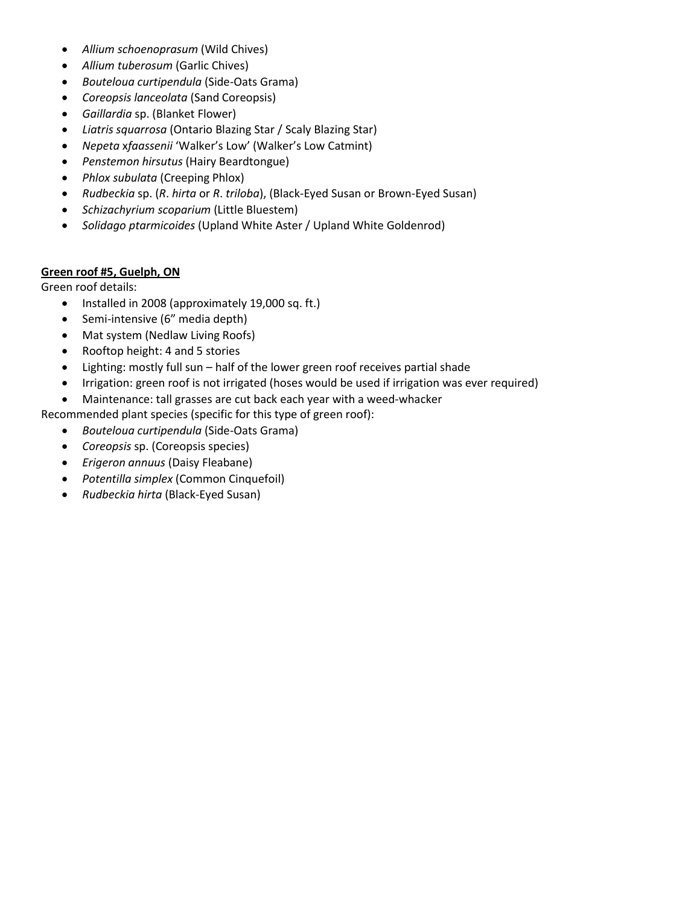- *Allium schoenoprasum* (Wild Chives)
- *Allium tuberosum* (Garlic Chives)
- *Bouteloua curtipendula* (Side-Oats Grama)
- *Coreopsis lanceolata* (Sand Coreopsis)
- *Gaillardia* sp. (Blanket Flower)
- *Liatris squarrosa* (Ontario Blazing Star / Scaly Blazing Star)
- *Nepeta xfaassenii* 'Walker's Low' (Walker's Low Catmint)
- *Penstemon hirsutus* (Hairy Beardtongue)
- *Phlox subulata* (Creeping Phlox)
- *Rudbeckia* sp. (*R. hirta* or *R. triloba*), (Black-Eyed Susan or Brown-Eyed Susan)
- *Schizachyrium scoparium* (Little Bluestem)
- *Solidago ptarmicoides* (Upland White Aster / Upland White Goldenrod)

**Green roof #5, Guelph, ON**

Green roof details:

- Installed in 2008 (approximately 19,000 sq. ft.)
- Semi-intensive (6" media depth)
- Mat system (Nedlaw Living Roofs)
- Rooftop height: 4 and 5 stories
- Lighting: mostly full sun – half of the lower green roof receives partial shade
- Irrigation: green roof is not irrigated (hoses would be used if irrigation was ever required)
- Maintenance: tall grasses are cut back each year with a weed-whacker

Recommended plant species (specific for this type of green roof):

- *Bouteloua curtipendula* (Side-Oats Grama)
- *Coreopsis* sp. (Coreopsis species)
- *Erigeron annuus* (Daisy Fleabane)
- *Potentilla simplex* (Common Cinquefoil)
- *Rudbeckia hirta* (Black-Eyed Susan)